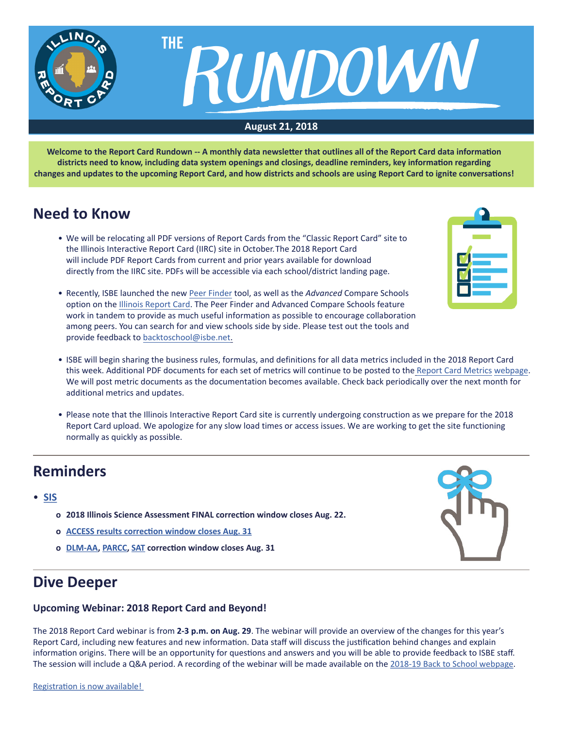# THE RUNDOWN

**August 21, 2018**

**Welcome to the Report Card Rundown -- A monthly data newsletter that outlines all of the Report Card data information districts need to know, including data system openings and closings, deadline reminders, key information regarding changes and updates to the upcoming Report Card, and how districts and schools are using Report Card to ignite conversations!**

## Need to Know

- We will be relocating all PDF versions of Report Cards from the "Classic Report Card" site to the Illinois Interactive Report Card (IIRC) site in October. The 2018 Report Card will include PDF Report Cards from current and prior years available for download directly from the IIRC site. PDFs will be accessible via each school/district landing page.
- Recently, ISBE launched the new Peer Finder tool, as well as the *Advanced* Compare Schools option on the Illinois Report Card. The Peer Finder and Advanced Compare Schools feature work in tandem to provide as much useful information as possible to encourage collaboration among peers. You can search for and view schools side by side. Please test out the tools and provide feedback to backtoschool@isbe.net.
- ISBE will begin sharing the business rules, formulas, and definitions for all data metrics included in the 2018 Report Card this week. Additional PDF documents for each set of metrics will continue to be posted to the Report Card Metrics webpage. We will post metric documents as the documentation becomes available. Check back periodically over the next month for additional metrics and updates.
- Please note that the Illinois Interactive Report Card site is currently undergoing construction as we prepare for the 2018 Report Card upload. We apologize for any slow load times or access issues. We are working to get the site functioning normally as quickly as possible.

## Reminders

- **SIS**
  - **2018 Illinois Science Assessment FINAL correction window closes Aug. 22.**
  - **ACCESS results correction window closes Aug. 31**
  - **DLM-AA, PARCC, SAT correction window closes Aug. 31**

## Dive Deeper

### Upcoming Webinar: 2018 Report Card and Beyond!

The 2018 Report Card webinar is from **2-3 p.m. on Aug. 29**. The webinar will provide an overview of the changes for this year's Report Card, including new features and new information. Data staff will discuss the justification behind changes and explain information origins. There will be an opportunity for questions and answers and you will be able to provide feedback to ISBE staff. The session will include a Q&A period. A recording of the webinar will be made available on the 2018-19 Back to School webpage.

Registration is now available!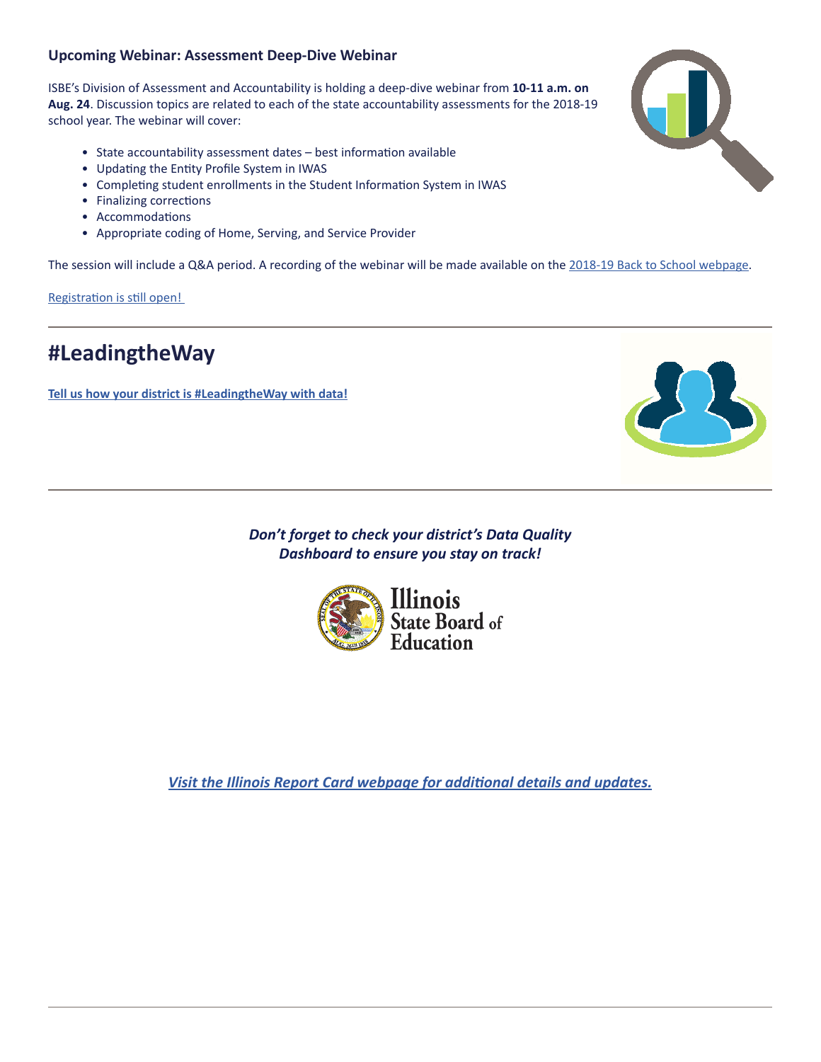### Upcoming Webinar: Assessment Deep-Dive Webinar

ISBE's Division of Assessment and Accountability is holding a deep-dive webinar from **10-11 a.m. on Aug. 24**. Discussion topics are related to each of the state accountability assessments for the 2018-19 school year. The webinar will cover:

- State accountability assessment dates – best information available
- Updating the Entity Profile System in IWAS
- Completing student enrollments in the Student Information System in IWAS
- Finalizing corrections
- Accommodations
- Appropriate coding of Home, Serving, and Service Provider

The session will include a Q&A period. A recording of the webinar will be made available on the 2018-19 Back to School webpage.

Registration is still open!

# #LeadingtheWay

**Tell us how your district is #LeadingtheWay with data!**

***Don't forget to check your district's Data Quality Dashboard to ensure you stay on track!***

Illinois State Board of Education

***Visit the Illinois Report Card webpage for additional details and updates.***